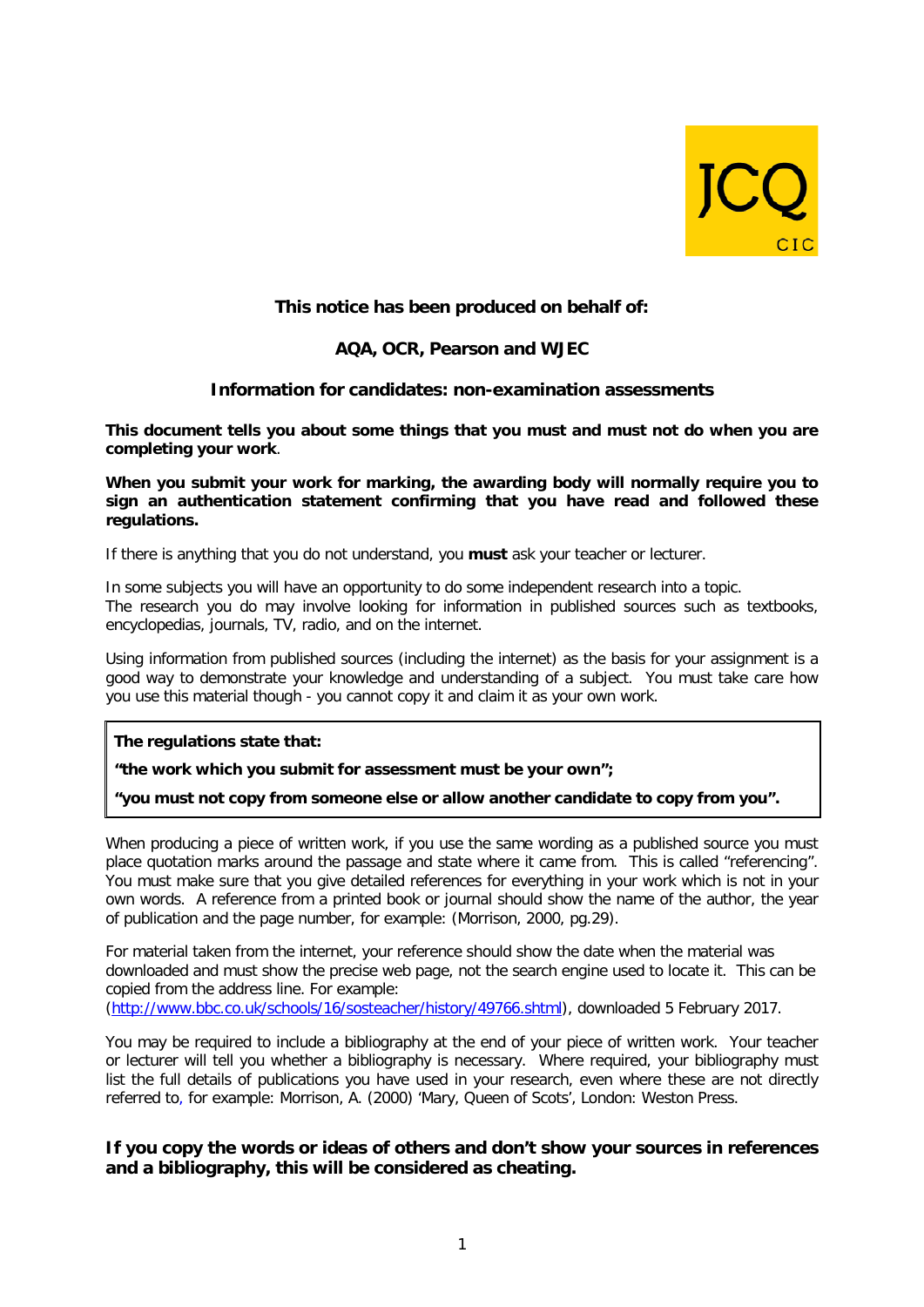JCQ CIC

**This notice has been produced on behalf of:**

**AQA, OCR, Pearson and WJEC**

## Information for candidates: non-examination assessments

**This document tells you about some things that you must and must not do when you are completing your work**.

**When you submit your work for marking, the awarding body will normally require you to sign an authentication statement confirming that you have read and followed these regulations.**

If there is anything that you do not understand, you **must** ask your teacher or lecturer.

In some subjects you will have an opportunity to do some independent research into a topic.
The research you do may involve looking for information in published sources such as textbooks, encyclopedias, journals, TV, radio, and on the internet.

Using information from published sources (including the internet) as the basis for your assignment is a good way to demonstrate your knowledge and understanding of a subject. You must take care how you use this material though - you cannot copy it and claim it as your own work.

> **The regulations state that:**
>
> **"the work which you submit for assessment must be your own";**
>
> **"you must not copy from someone else or allow another candidate to copy from you".**

When producing a piece of written work, if you use the same wording as a published source you must place quotation marks around the passage and state where it came from. This is called "referencing". You must make sure that you give detailed references for everything in your work which is not in your own words. A reference from a printed book or journal should show the name of the author, the year of publication and the page number, for example: (Morrison, 2000, pg.29).

For material taken from the internet, your reference should show the date when the material was downloaded and must show the precise web page, not the search engine used to locate it. This can be copied from the address line. For example:
(http://www.bbc.co.uk/schools/16/sosteacher/history/49766.shtml), downloaded 5 February 2017.

You may be required to include a bibliography at the end of your piece of written work. Your teacher or lecturer will tell you whether a bibliography is necessary. Where required, your bibliography must list the full details of publications you have used in your research, even where these are not directly referred to, for example: Morrison, A. (2000) 'Mary, Queen of Scots', London: Weston Press.

**If you copy the words or ideas of others and don't show your sources in references and a bibliography, this will be considered as cheating.**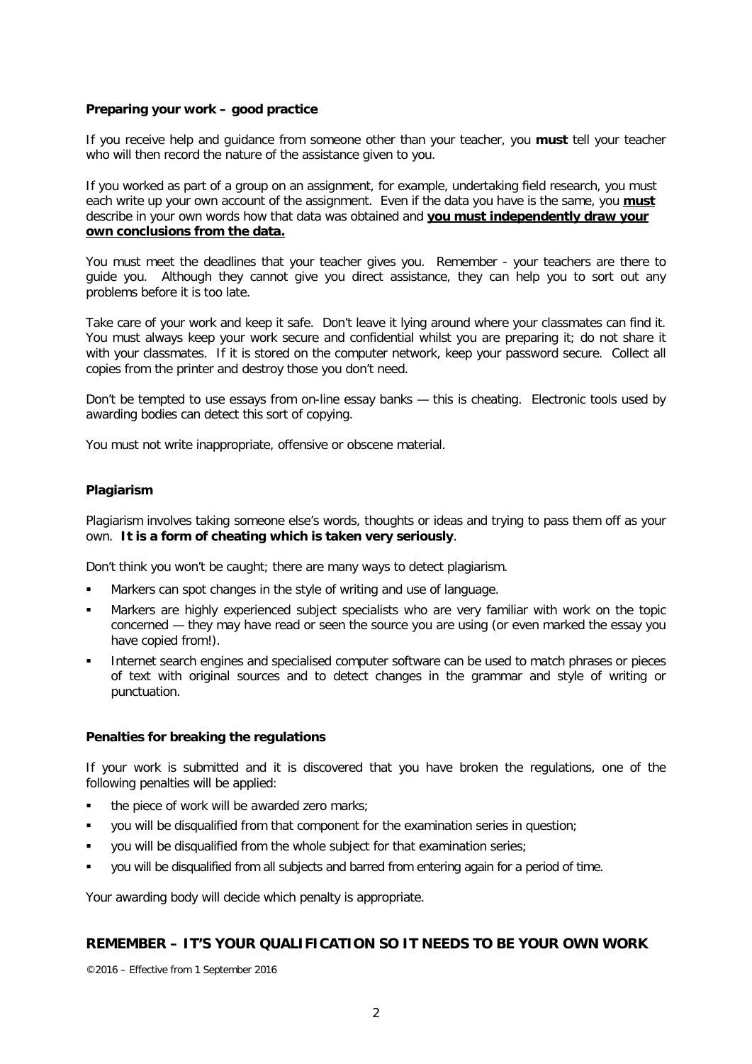### Preparing your work – good practice

If you receive help and guidance from someone other than your teacher, you **must** tell your teacher who will then record the nature of the assistance given to you.

If you worked as part of a group on an assignment, for example, undertaking field research, you must each write up your own account of the assignment. Even if the data you have is the same, you **must** describe in your own words how that data was obtained and **you must independently draw your own conclusions from the data.**

You must meet the deadlines that your teacher gives you. Remember - your teachers are there to guide you. Although they cannot give you direct assistance, they can help you to sort out any problems before it is too late.

Take care of your work and keep it safe. Don't leave it lying around where your classmates can find it. You must always keep your work secure and confidential whilst you are preparing it; do not share it with your classmates. If it is stored on the computer network, keep your password secure. Collect all copies from the printer and destroy those you don't need.

Don't be tempted to use essays from on-line essay banks — this is cheating. Electronic tools used by awarding bodies can detect this sort of copying.

You must not write inappropriate, offensive or obscene material.

### Plagiarism

Plagiarism involves taking someone else's words, thoughts or ideas and trying to pass them off as your own. **It is a form of cheating which is taken very seriously**.

Don't think you won't be caught; there are many ways to detect plagiarism.

- Markers can spot changes in the style of writing and use of language.
- Markers are highly experienced subject specialists who are very familiar with work on the topic concerned — they may have read or seen the source you are using (or even marked the essay you have copied from!).
- Internet search engines and specialised computer software can be used to match phrases or pieces of text with original sources and to detect changes in the grammar and style of writing or punctuation.

### Penalties for breaking the regulations

If your work is submitted and it is discovered that you have broken the regulations, one of the following penalties will be applied:

- the piece of work will be awarded zero marks;
- you will be disqualified from that component for the examination series in question;
- you will be disqualified from the whole subject for that examination series;
- you will be disqualified from all subjects and barred from entering again for a period of time.

Your awarding body will decide which penalty is appropriate.

## REMEMBER – IT'S YOUR QUALIFICATION SO IT NEEDS TO BE YOUR OWN WORK

©2016 – Effective from 1 September 2016